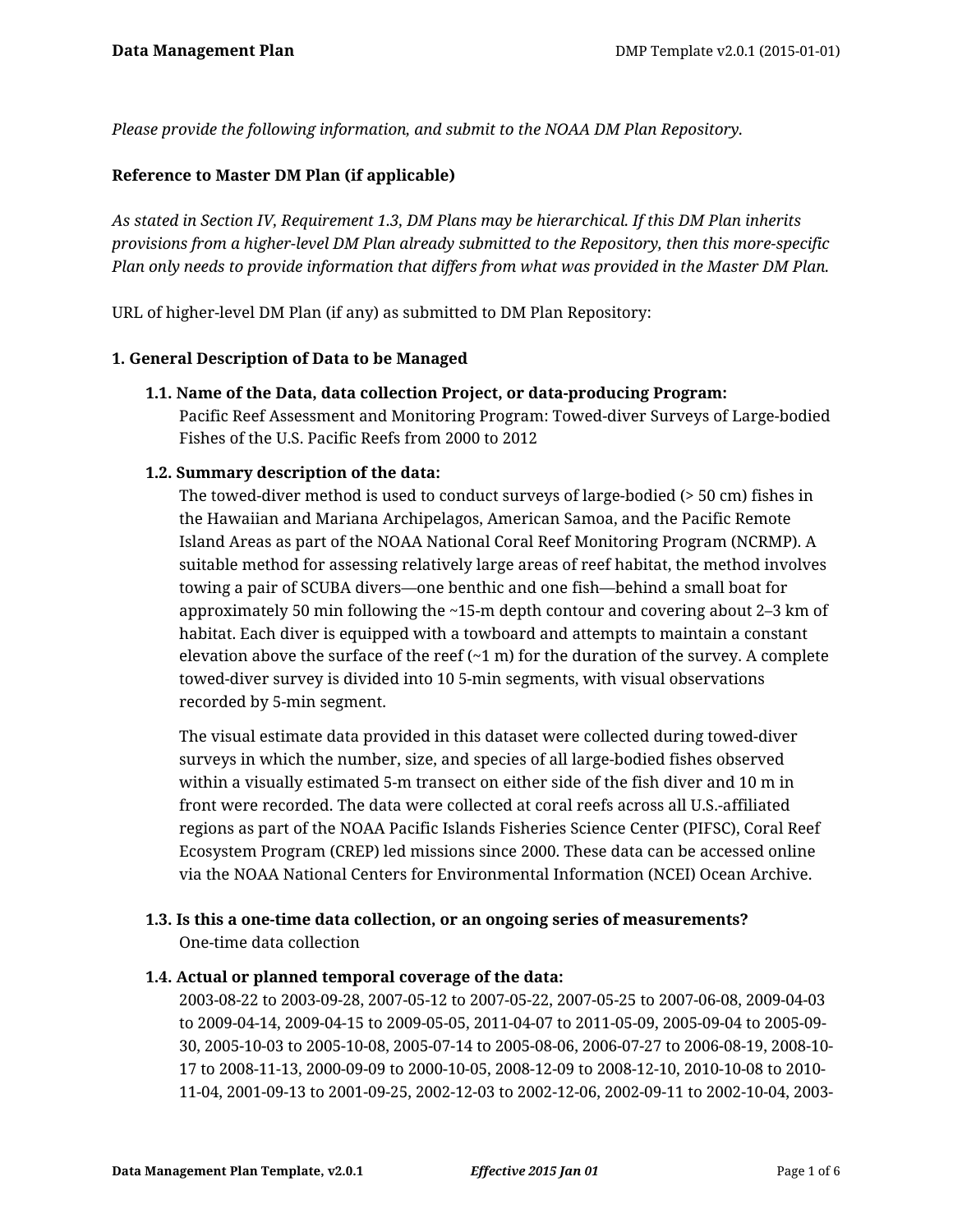*Please provide the following information, and submit to the NOAA DM Plan Repository.*

**Reference to Master DM Plan (if applicable)**

*As stated in Section IV, Requirement 1.3, DM Plans may be hierarchical. If this DM Plan inherits provisions from a higher-level DM Plan already submitted to the Repository, then this more-specific Plan only needs to provide information that differs from what was provided in the Master DM Plan.*

URL of higher-level DM Plan (if any) as submitted to DM Plan Repository:

**1. General Description of Data to be Managed**

**1.1. Name of the Data, data collection Project, or data-producing Program:**

Pacific Reef Assessment and Monitoring Program: Towed-diver Surveys of Large-bodied Fishes of the U.S. Pacific Reefs from 2000 to 2012

**1.2. Summary description of the data:**

The towed-diver method is used to conduct surveys of large-bodied (> 50 cm) fishes in the Hawaiian and Mariana Archipelagos, American Samoa, and the Pacific Remote Island Areas as part of the NOAA National Coral Reef Monitoring Program (NCRMP). A suitable method for assessing relatively large areas of reef habitat, the method involves towing a pair of SCUBA divers—one benthic and one fish—behind a small boat for approximately 50 min following the ~15-m depth contour and covering about 2–3 km of habitat. Each diver is equipped with a towboard and attempts to maintain a constant elevation above the surface of the reef (~1 m) for the duration of the survey. A complete towed-diver survey is divided into 10 5-min segments, with visual observations recorded by 5-min segment.

The visual estimate data provided in this dataset were collected during towed-diver surveys in which the number, size, and species of all large-bodied fishes observed within a visually estimated 5-m transect on either side of the fish diver and 10 m in front were recorded. The data were collected at coral reefs across all U.S.-affiliated regions as part of the NOAA Pacific Islands Fisheries Science Center (PIFSC), Coral Reef Ecosystem Program (CREP) led missions since 2000. These data can be accessed online via the NOAA National Centers for Environmental Information (NCEI) Ocean Archive.

**1.3. Is this a one-time data collection, or an ongoing series of measurements?**

One-time data collection

**1.4. Actual or planned temporal coverage of the data:**

2003-08-22 to 2003-09-28, 2007-05-12 to 2007-05-22, 2007-05-25 to 2007-06-08, 2009-04-03 to 2009-04-14, 2009-04-15 to 2009-05-05, 2011-04-07 to 2011-05-09, 2005-09-04 to 2005-09-30, 2005-10-03 to 2005-10-08, 2005-07-14 to 2005-08-06, 2006-07-27 to 2006-08-19, 2008-10-17 to 2008-11-13, 2000-09-09 to 2000-10-05, 2008-12-09 to 2008-12-10, 2010-10-08 to 2010-11-04, 2001-09-13 to 2001-09-25, 2002-12-03 to 2002-12-06, 2002-09-11 to 2002-10-04, 2003-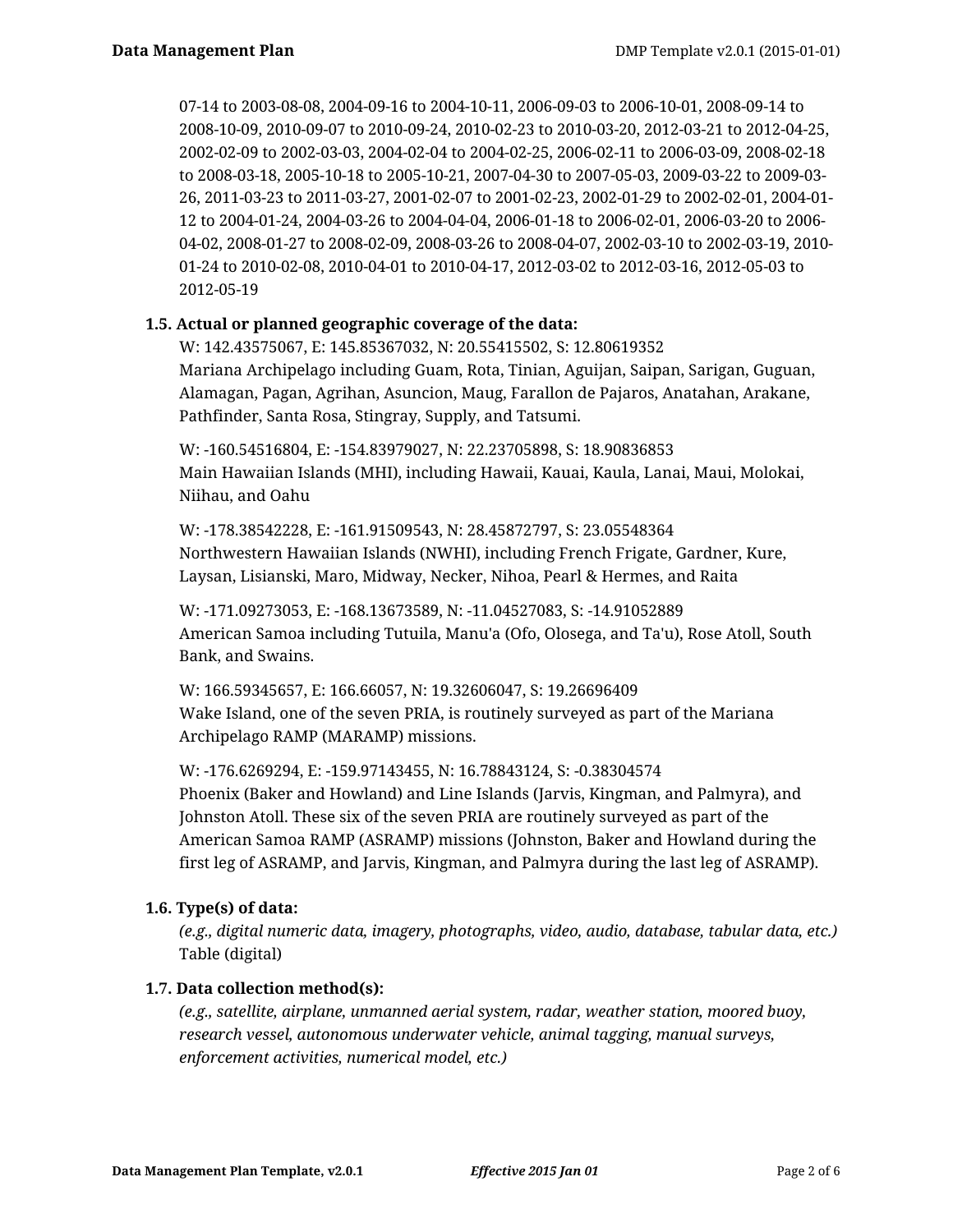07-14 to 2003-08-08, 2004-09-16 to 2004-10-11, 2006-09-03 to 2006-10-01, 2008-09-14 to 2008-10-09, 2010-09-07 to 2010-09-24, 2010-02-23 to 2010-03-20, 2012-03-21 to 2012-04-25, 2002-02-09 to 2002-03-03, 2004-02-04 to 2004-02-25, 2006-02-11 to 2006-03-09, 2008-02-18 to 2008-03-18, 2005-10-18 to 2005-10-21, 2007-04-30 to 2007-05-03, 2009-03-22 to 2009-03-26, 2011-03-23 to 2011-03-27, 2001-02-07 to 2001-02-23, 2002-01-29 to 2002-02-01, 2004-01-12 to 2004-01-24, 2004-03-26 to 2004-04-04, 2006-01-18 to 2006-02-01, 2006-03-20 to 2006-04-02, 2008-01-27 to 2008-02-09, 2008-03-26 to 2008-04-07, 2002-03-10 to 2002-03-19, 2010-01-24 to 2010-02-08, 2010-04-01 to 2010-04-17, 2012-03-02 to 2012-03-16, 2012-05-03 to 2012-05-19

### 1.5. Actual or planned geographic coverage of the data:

W: 142.43575067, E: 145.85367032, N: 20.55415502, S: 12.80619352
Mariana Archipelago including Guam, Rota, Tinian, Aguijan, Saipan, Sarigan, Guguan, Alamagan, Pagan, Agrihan, Asuncion, Maug, Farallon de Pajaros, Anatahan, Arakane, Pathfinder, Santa Rosa, Stingray, Supply, and Tatsumi.

W: -160.54516804, E: -154.83979027, N: 22.23705898, S: 18.90836853
Main Hawaiian Islands (MHI), including Hawaii, Kauai, Kaula, Lanai, Maui, Molokai, Niihau, and Oahu

W: -178.38542228, E: -161.91509543, N: 28.45872797, S: 23.05548364
Northwestern Hawaiian Islands (NWHI), including French Frigate, Gardner, Kure, Laysan, Lisianski, Maro, Midway, Necker, Nihoa, Pearl & Hermes, and Raita

W: -171.09273053, E: -168.13673589, N: -11.04527083, S: -14.91052889
American Samoa including Tutuila, Manu'a (Ofo, Olosega, and Ta'u), Rose Atoll, South Bank, and Swains.

W: 166.59345657, E: 166.66057, N: 19.32606047, S: 19.26696409
Wake Island, one of the seven PRIA, is routinely surveyed as part of the Mariana Archipelago RAMP (MARAMP) missions.

W: -176.6269294, E: -159.97143455, N: 16.78843124, S: -0.38304574
Phoenix (Baker and Howland) and Line Islands (Jarvis, Kingman, and Palmyra), and Johnston Atoll. These six of the seven PRIA are routinely surveyed as part of the American Samoa RAMP (ASRAMP) missions (Johnston, Baker and Howland during the first leg of ASRAMP, and Jarvis, Kingman, and Palmyra during the last leg of ASRAMP).

### 1.6. Type(s) of data:

*(e.g., digital numeric data, imagery, photographs, video, audio, database, tabular data, etc.)*
Table (digital)

### 1.7. Data collection method(s):

*(e.g., satellite, airplane, unmanned aerial system, radar, weather station, moored buoy, research vessel, autonomous underwater vehicle, animal tagging, manual surveys, enforcement activities, numerical model, etc.)*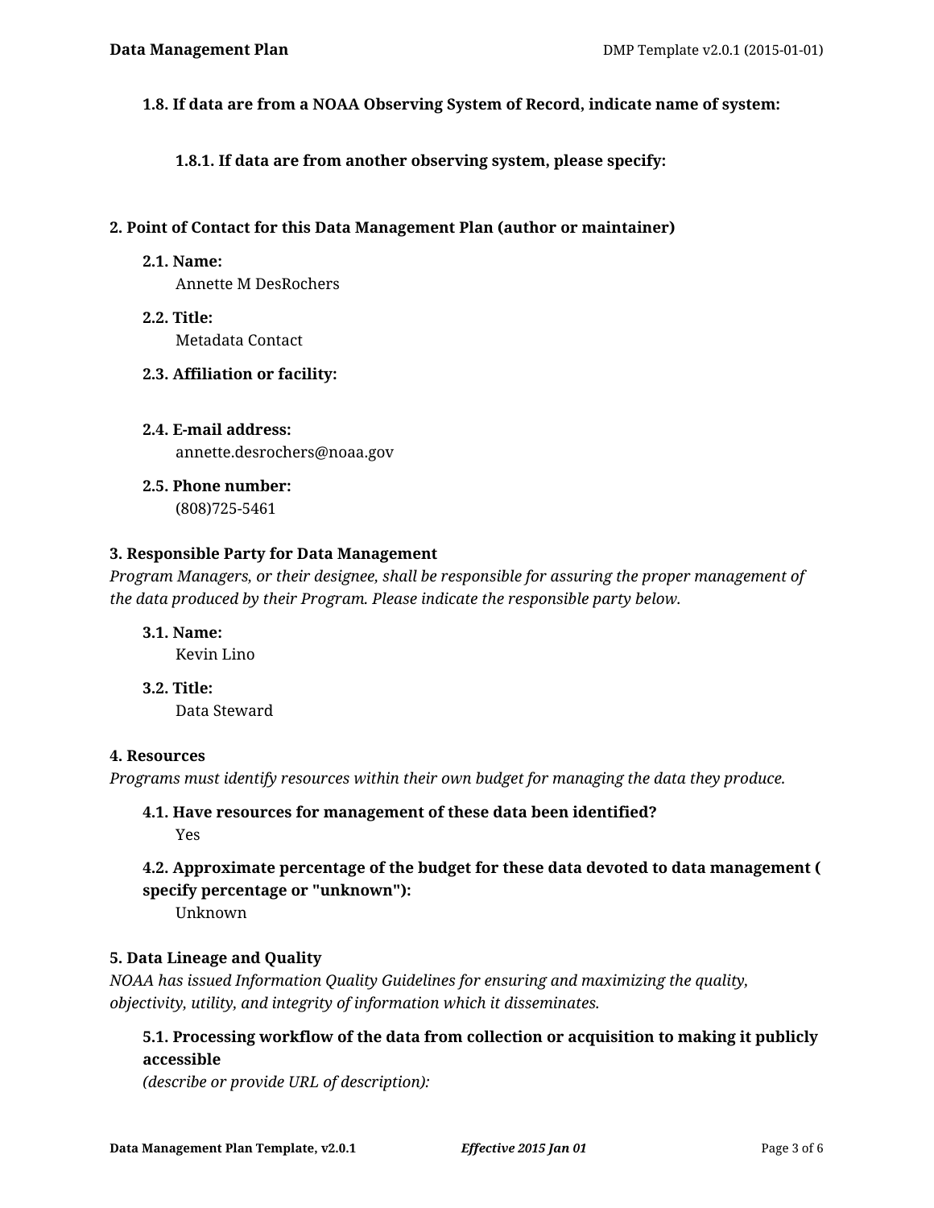### 1.8. If data are from a NOAA Observing System of Record, indicate name of system:

#### 1.8.1. If data are from another observing system, please specify:

## 2. Point of Contact for this Data Management Plan (author or maintainer)

### 2.1. Name:

Annette M DesRochers

### 2.2. Title:

Metadata Contact

### 2.3. Affiliation or facility:

### 2.4. E-mail address:

annette.desrochers@noaa.gov

### 2.5. Phone number:

(808)725-5461

## 3. Responsible Party for Data Management

*Program Managers, or their designee, shall be responsible for assuring the proper management of the data produced by their Program. Please indicate the responsible party below.*

### 3.1. Name:

Kevin Lino

### 3.2. Title:

Data Steward

## 4. Resources

*Programs must identify resources within their own budget for managing the data they produce.*

### 4.1. Have resources for management of these data been identified?

Yes

### 4.2. Approximate percentage of the budget for these data devoted to data management ( specify percentage or "unknown"):

Unknown

## 5. Data Lineage and Quality

*NOAA has issued Information Quality Guidelines for ensuring and maximizing the quality, objectivity, utility, and integrity of information which it disseminates.*

### 5.1. Processing workflow of the data from collection or acquisition to making it publicly accessible

*(describe or provide URL of description):*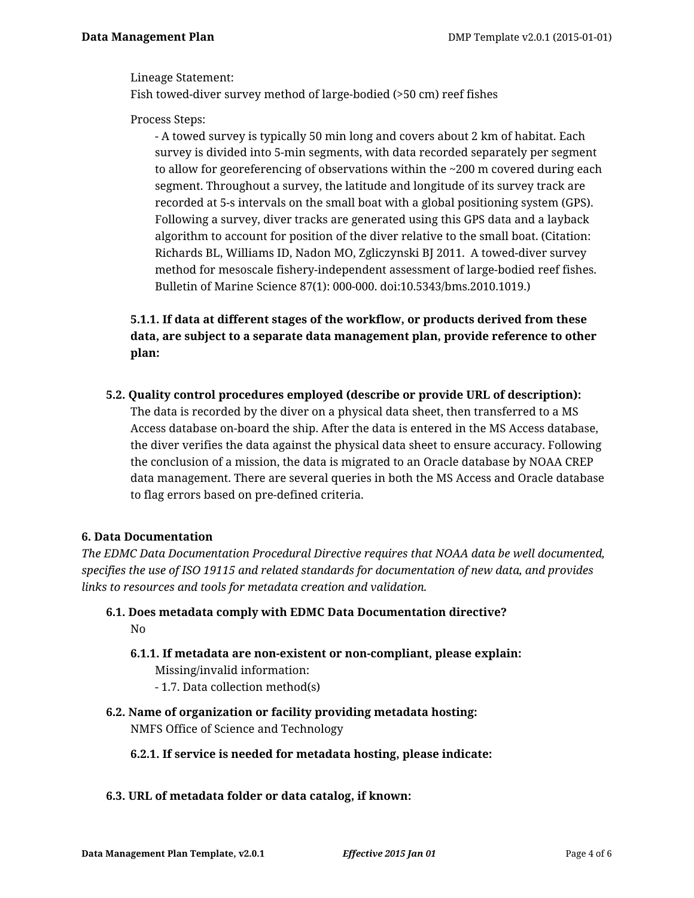Lineage Statement:
Fish towed-diver survey method of large-bodied (>50 cm) reef fishes

Process Steps:

- A towed survey is typically 50 min long and covers about 2 km of habitat. Each survey is divided into 5-min segments, with data recorded separately per segment to allow for georeferencing of observations within the ~200 m covered during each segment. Throughout a survey, the latitude and longitude of its survey track are recorded at 5-s intervals on the small boat with a global positioning system (GPS). Following a survey, diver tracks are generated using this GPS data and a layback algorithm to account for position of the diver relative to the small boat. (Citation: Richards BL, Williams ID, Nadon MO, Zgliczynski BJ 2011. A towed-diver survey method for mesoscale fishery-independent assessment of large-bodied reef fishes. Bulletin of Marine Science 87(1): 000-000. doi:10.5343/bms.2010.1019.)

**5.1.1. If data at different stages of the workflow, or products derived from these data, are subject to a separate data management plan, provide reference to other plan:**

**5.2. Quality control procedures employed (describe or provide URL of description):**

The data is recorded by the diver on a physical data sheet, then transferred to a MS Access database on-board the ship. After the data is entered in the MS Access database, the diver verifies the data against the physical data sheet to ensure accuracy. Following the conclusion of a mission, the data is migrated to an Oracle database by NOAA CREP data management. There are several queries in both the MS Access and Oracle database to flag errors based on pre-defined criteria.

## 6. Data Documentation

*The EDMC Data Documentation Procedural Directive requires that NOAA data be well documented, specifies the use of ISO 19115 and related standards for documentation of new data, and provides links to resources and tools for metadata creation and validation.*

**6.1. Does metadata comply with EDMC Data Documentation directive?**

No

**6.1.1. If metadata are non-existent or non-compliant, please explain:**

Missing/invalid information:

- 1.7. Data collection method(s)

**6.2. Name of organization or facility providing metadata hosting:**

NMFS Office of Science and Technology

**6.2.1. If service is needed for metadata hosting, please indicate:**

**6.3. URL of metadata folder or data catalog, if known:**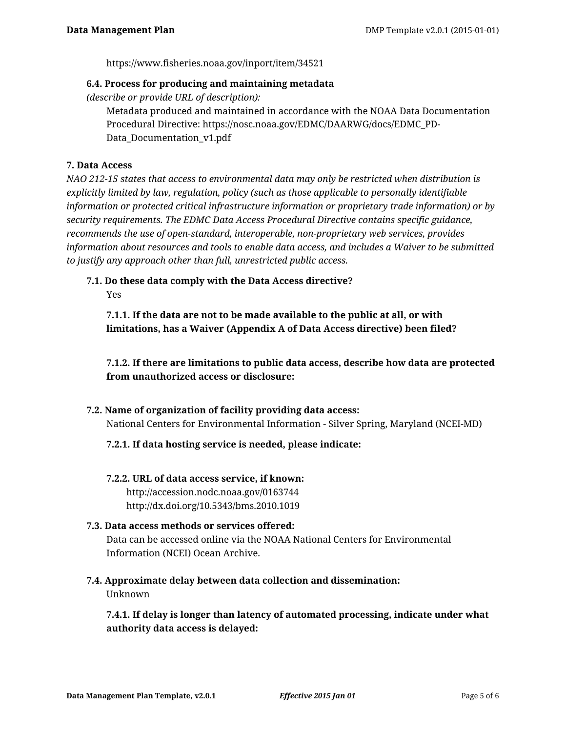https://www.fisheries.noaa.gov/inport/item/34521

### 6.4. Process for producing and maintaining metadata

*(describe or provide URL of description):*

Metadata produced and maintained in accordance with the NOAA Data Documentation Procedural Directive: https://nosc.noaa.gov/EDMC/DAARWG/docs/EDMC_PD-Data_Documentation_v1.pdf

## 7. Data Access

*NAO 212-15 states that access to environmental data may only be restricted when distribution is explicitly limited by law, regulation, policy (such as those applicable to personally identifiable information or protected critical infrastructure information or proprietary trade information) or by security requirements. The EDMC Data Access Procedural Directive contains specific guidance, recommends the use of open-standard, interoperable, non-proprietary web services, provides information about resources and tools to enable data access, and includes a Waiver to be submitted to justify any approach other than full, unrestricted public access.*

### 7.1. Do these data comply with the Data Access directive?

Yes

#### 7.1.1. If the data are not to be made available to the public at all, or with limitations, has a Waiver (Appendix A of Data Access directive) been filed?

#### 7.1.2. If there are limitations to public data access, describe how data are protected from unauthorized access or disclosure:

### 7.2. Name of organization of facility providing data access:

National Centers for Environmental Information - Silver Spring, Maryland (NCEI-MD)

#### 7.2.1. If data hosting service is needed, please indicate:

#### 7.2.2. URL of data access service, if known:

http://accession.nodc.noaa.gov/0163744
http://dx.doi.org/10.5343/bms.2010.1019

### 7.3. Data access methods or services offered:

Data can be accessed online via the NOAA National Centers for Environmental Information (NCEI) Ocean Archive.

### 7.4. Approximate delay between data collection and dissemination:

Unknown

#### 7.4.1. If delay is longer than latency of automated processing, indicate under what authority data access is delayed: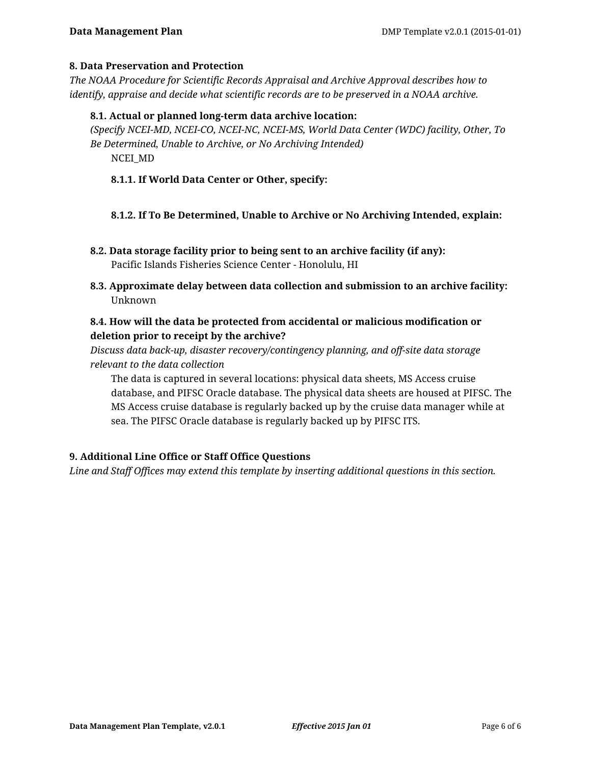### 8. Data Preservation and Protection

*The NOAA Procedure for Scientific Records Appraisal and Archive Approval describes how to identify, appraise and decide what scientific records are to be preserved in a NOAA archive.*

#### 8.1. Actual or planned long-term data archive location:

*(Specify NCEI-MD, NCEI-CO, NCEI-NC, NCEI-MS, World Data Center (WDC) facility, Other, To Be Determined, Unable to Archive, or No Archiving Intended)*

NCEI_MD

##### 8.1.1. If World Data Center or Other, specify:

##### 8.1.2. If To Be Determined, Unable to Archive or No Archiving Intended, explain:

#### 8.2. Data storage facility prior to being sent to an archive facility (if any):

Pacific Islands Fisheries Science Center - Honolulu, HI

#### 8.3. Approximate delay between data collection and submission to an archive facility:

Unknown

#### 8.4. How will the data be protected from accidental or malicious modification or deletion prior to receipt by the archive?

*Discuss data back-up, disaster recovery/contingency planning, and off-site data storage relevant to the data collection*

The data is captured in several locations: physical data sheets, MS Access cruise database, and PIFSC Oracle database. The physical data sheets are housed at PIFSC. The MS Access cruise database is regularly backed up by the cruise data manager while at sea. The PIFSC Oracle database is regularly backed up by PIFSC ITS.

### 9. Additional Line Office or Staff Office Questions

*Line and Staff Offices may extend this template by inserting additional questions in this section.*